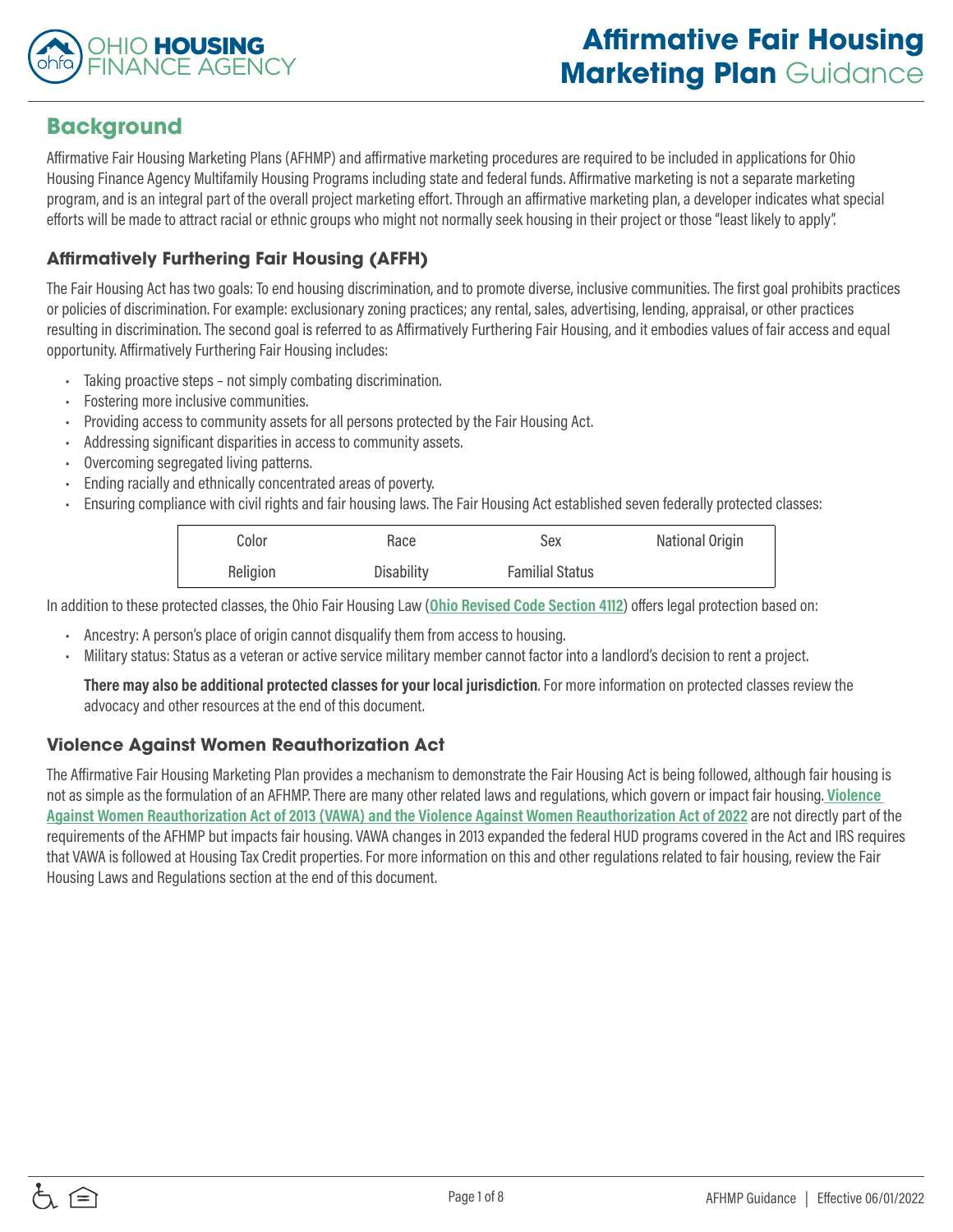# Affirmative Fair Housing Marketing Plan Guidance

## Background

Affirmative Fair Housing Marketing Plans (AFHMP) and affirmative marketing procedures are required to be included in applications for Ohio Housing Finance Agency Multifamily Housing Programs including state and federal funds. Affirmative marketing is not a separate marketing program, and is an integral part of the overall project marketing effort. Through an affirmative marketing plan, a developer indicates what special efforts will be made to attract racial or ethnic groups who might not normally seek housing in their project or those "least likely to apply".

### Affirmatively Furthering Fair Housing (AFFH)

The Fair Housing Act has two goals: To end housing discrimination, and to promote diverse, inclusive communities. The first goal prohibits practices or policies of discrimination. For example: exclusionary zoning practices; any rental, sales, advertising, lending, appraisal, or other practices resulting in discrimination. The second goal is referred to as Affirmatively Furthering Fair Housing, and it embodies values of fair access and equal opportunity. Affirmatively Furthering Fair Housing includes:

- Taking proactive steps – not simply combating discrimination.
- Fostering more inclusive communities.
- Providing access to community assets for all persons protected by the Fair Housing Act.
- Addressing significant disparities in access to community assets.
- Overcoming segregated living patterns.
- Ending racially and ethnically concentrated areas of poverty.
- Ensuring compliance with civil rights and fair housing laws. The Fair Housing Act established seven federally protected classes:

| Color | Race | Sex | National Origin |
|---|---|---|---|
| Religion | Disability | Familial Status | |

In addition to these protected classes, the Ohio Fair Housing Law (**Ohio Revised Code Section 4112**) offers legal protection based on:

- Ancestry: A person's place of origin cannot disqualify them from access to housing.
- Military status: Status as a veteran or active service military member cannot factor into a landlord's decision to rent a project.

**There may also be additional protected classes for your local jurisdiction**. For more information on protected classes review the advocacy and other resources at the end of this document.

### Violence Against Women Reauthorization Act

The Affirmative Fair Housing Marketing Plan provides a mechanism to demonstrate the Fair Housing Act is being followed, although fair housing is not as simple as the formulation of an AFHMP. There are many other related laws and regulations, which govern or impact fair housing. **Violence Against Women Reauthorization Act of 2013 (VAWA) and the Violence Against Women Reauthorization Act of 2022** are not directly part of the requirements of the AFHMP but impacts fair housing. VAWA changes in 2013 expanded the federal HUD programs covered in the Act and IRS requires that VAWA is followed at Housing Tax Credit properties. For more information on this and other regulations related to fair housing, review the Fair Housing Laws and Regulations section at the end of this document.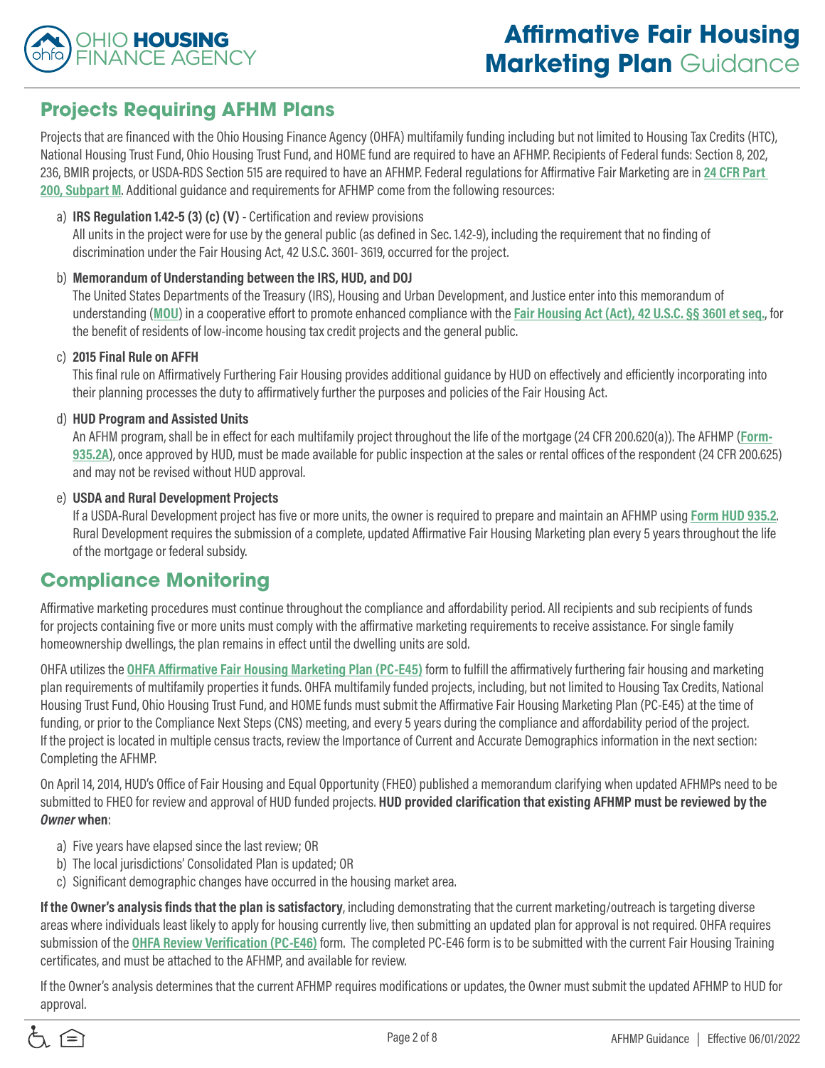## Projects Requiring AFHM Plans

Projects that are financed with the Ohio Housing Finance Agency (OHFA) multifamily funding including but not limited to Housing Tax Credits (HTC), National Housing Trust Fund, Ohio Housing Trust Fund, and HOME fund are required to have an AFHMP. Recipients of Federal funds: Section 8, 202, 236, BMIR projects, or USDA-RDS Section 515 are required to have an AFHMP. Federal regulations for Affirmative Fair Marketing are in **24 CFR Part 200, Subpart M**. Additional guidance and requirements for AFHMP come from the following resources:

a) **IRS Regulation 1.42-5 (3) (c) (V)** - Certification and review provisions
   All units in the project were for use by the general public (as defined in Sec. 1.42-9), including the requirement that no finding of discrimination under the Fair Housing Act, 42 U.S.C. 3601- 3619, occurred for the project.

b) **Memorandum of Understanding between the IRS, HUD, and DOJ**
   The United States Departments of the Treasury (IRS), Housing and Urban Development, and Justice enter into this memorandum of understanding (**MOU**) in a cooperative effort to promote enhanced compliance with the **Fair Housing Act (Act), 42 U.S.C. §§ 3601 et seq.**, for the benefit of residents of low-income housing tax credit projects and the general public.

c) **2015 Final Rule on AFFH**
   This final rule on Affirmatively Furthering Fair Housing provides additional guidance by HUD on effectively and efficiently incorporating into their planning processes the duty to affirmatively further the purposes and policies of the Fair Housing Act.

d) **HUD Program and Assisted Units**
   An AFHM program, shall be in effect for each multifamily project throughout the life of the mortgage (24 CFR 200.620(a)). The AFHMP (**Form-935.2A**), once approved by HUD, must be made available for public inspection at the sales or rental offices of the respondent (24 CFR 200.625) and may not be revised without HUD approval.

e) **USDA and Rural Development Projects**
   If a USDA-Rural Development project has five or more units, the owner is required to prepare and maintain an AFHMP using **Form HUD 935.2**. Rural Development requires the submission of a complete, updated Affirmative Fair Housing Marketing plan every 5 years throughout the life of the mortgage or federal subsidy.

## Compliance Monitoring

Affirmative marketing procedures must continue throughout the compliance and affordability period. All recipients and sub recipients of funds for projects containing five or more units must comply with the affirmative marketing requirements to receive assistance. For single family homeownership dwellings, the plan remains in effect until the dwelling units are sold.

OHFA utilizes the **OHFA Affirmative Fair Housing Marketing Plan (PC-E45)** form to fulfill the affirmatively furthering fair housing and marketing plan requirements of multifamily properties it funds. OHFA multifamily funded projects, including, but not limited to Housing Tax Credits, National Housing Trust Fund, Ohio Housing Trust Fund, and HOME funds must submit the Affirmative Fair Housing Marketing Plan (PC-E45) at the time of funding, or prior to the Compliance Next Steps (CNS) meeting, and every 5 years during the compliance and affordability period of the project. If the project is located in multiple census tracts, review the Importance of Current and Accurate Demographics information in the next section: Completing the AFHMP.

On April 14, 2014, HUD's Office of Fair Housing and Equal Opportunity (FHEO) published a memorandum clarifying when updated AFHMPs need to be submitted to FHEO for review and approval of HUD funded projects. **HUD provided clarification that existing AFHMP must be reviewed by the *Owner* when**:

a) Five years have elapsed since the last review; OR
b) The local jurisdictions' Consolidated Plan is updated; OR
c) Significant demographic changes have occurred in the housing market area.

**If the Owner's analysis finds that the plan is satisfactory**, including demonstrating that the current marketing/outreach is targeting diverse areas where individuals least likely to apply for housing currently live, then submitting an updated plan for approval is not required. OHFA requires submission of the **OHFA Review Verification (PC-E46)** form. The completed PC-E46 form is to be submitted with the current Fair Housing Training certificates, and must be attached to the AFHMP, and available for review.

If the Owner's analysis determines that the current AFHMP requires modifications or updates, the Owner must submit the updated AFHMP to HUD for approval.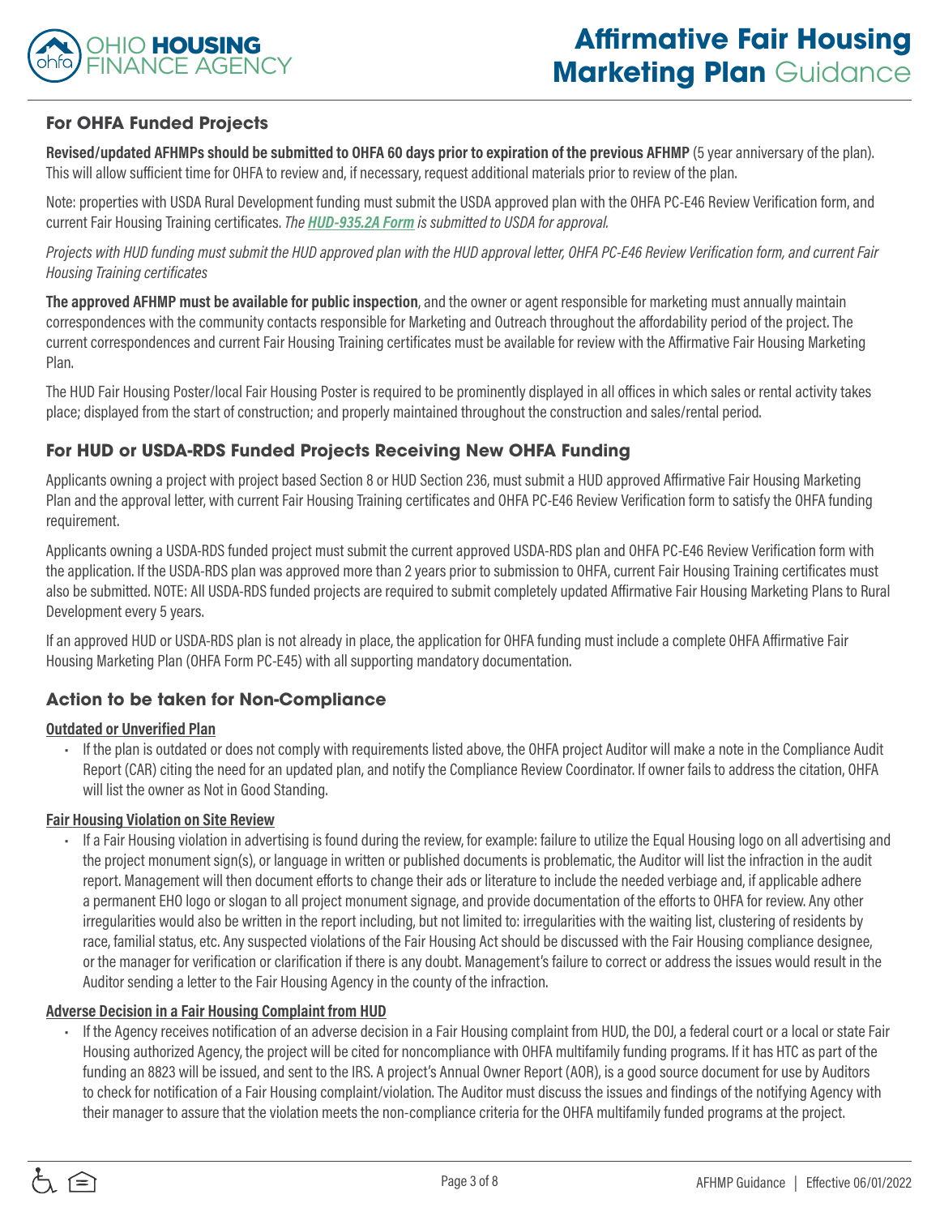## For OHFA Funded Projects

**Revised/updated AFHMPs should be submitted to OHFA 60 days prior to expiration of the previous AFHMP** (5 year anniversary of the plan). This will allow sufficient time for OHFA to review and, if necessary, request additional materials prior to review of the plan.

Note: properties with USDA Rural Development funding must submit the USDA approved plan with the OHFA PC-E46 Review Verification form, and current Fair Housing Training certificates. *The **HUD-935.2A Form** is submitted to USDA for approval.*

*Projects with HUD funding must submit the HUD approved plan with the HUD approval letter, OHFA PC-E46 Review Verification form, and current Fair Housing Training certificates*

**The approved AFHMP must be available for public inspection**, and the owner or agent responsible for marketing must annually maintain correspondences with the community contacts responsible for Marketing and Outreach throughout the affordability period of the project. The current correspondences and current Fair Housing Training certificates must be available for review with the Affirmative Fair Housing Marketing Plan.

The HUD Fair Housing Poster/local Fair Housing Poster is required to be prominently displayed in all offices in which sales or rental activity takes place; displayed from the start of construction; and properly maintained throughout the construction and sales/rental period.

## For HUD or USDA-RDS Funded Projects Receiving New OHFA Funding

Applicants owning a project with project based Section 8 or HUD Section 236, must submit a HUD approved Affirmative Fair Housing Marketing Plan and the approval letter, with current Fair Housing Training certificates and OHFA PC-E46 Review Verification form to satisfy the OHFA funding requirement.

Applicants owning a USDA-RDS funded project must submit the current approved USDA-RDS plan and OHFA PC-E46 Review Verification form with the application. If the USDA-RDS plan was approved more than 2 years prior to submission to OHFA, current Fair Housing Training certificates must also be submitted. NOTE: All USDA-RDS funded projects are required to submit completely updated Affirmative Fair Housing Marketing Plans to Rural Development every 5 years.

If an approved HUD or USDA-RDS plan is not already in place, the application for OHFA funding must include a complete OHFA Affirmative Fair Housing Marketing Plan (OHFA Form PC-E45) with all supporting mandatory documentation.

## Action to be taken for Non-Compliance

**Outdated or Unverified Plan**

- If the plan is outdated or does not comply with requirements listed above, the OHFA project Auditor will make a note in the Compliance Audit Report (CAR) citing the need for an updated plan, and notify the Compliance Review Coordinator. If owner fails to address the citation, OHFA will list the owner as Not in Good Standing.

**Fair Housing Violation on Site Review**

- If a Fair Housing violation in advertising is found during the review, for example: failure to utilize the Equal Housing logo on all advertising and the project monument sign(s), or language in written or published documents is problematic, the Auditor will list the infraction in the audit report. Management will then document efforts to change their ads or literature to include the needed verbiage and, if applicable adhere a permanent EHO logo or slogan to all project monument signage, and provide documentation of the efforts to OHFA for review. Any other irregularities would also be written in the report including, but not limited to: irregularities with the waiting list, clustering of residents by race, familial status, etc. Any suspected violations of the Fair Housing Act should be discussed with the Fair Housing compliance designee, or the manager for verification or clarification if there is any doubt. Management's failure to correct or address the issues would result in the Auditor sending a letter to the Fair Housing Agency in the county of the infraction.

**Adverse Decision in a Fair Housing Complaint from HUD**

- If the Agency receives notification of an adverse decision in a Fair Housing complaint from HUD, the DOJ, a federal court or a local or state Fair Housing authorized Agency, the project will be cited for noncompliance with OHFA multifamily funding programs. If it has HTC as part of the funding an 8823 will be issued, and sent to the IRS. A project's Annual Owner Report (AOR), is a good source document for use by Auditors to check for notification of a Fair Housing complaint/violation. The Auditor must discuss the issues and findings of the notifying Agency with their manager to assure that the violation meets the non-compliance criteria for the OHFA multifamily funded programs at the project.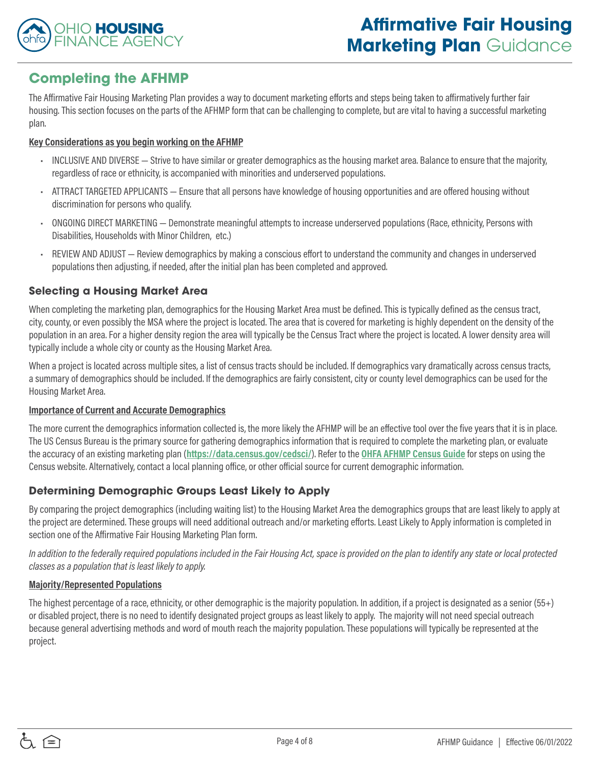## Completing the AFHMP

The Affirmative Fair Housing Marketing Plan provides a way to document marketing efforts and steps being taken to affirmatively further fair housing. This section focuses on the parts of the AFHMP form that can be challenging to complete, but are vital to having a successful marketing plan.

**Key Considerations as you begin working on the AFHMP**

- INCLUSIVE AND DIVERSE — Strive to have similar or greater demographics as the housing market area. Balance to ensure that the majority, regardless of race or ethnicity, is accompanied with minorities and underserved populations.
- ATTRACT TARGETED APPLICANTS — Ensure that all persons have knowledge of housing opportunities and are offered housing without discrimination for persons who qualify.
- ONGOING DIRECT MARKETING — Demonstrate meaningful attempts to increase underserved populations (Race, ethnicity, Persons with Disabilities, Households with Minor Children, etc.)
- REVIEW AND ADJUST — Review demographics by making a conscious effort to understand the community and changes in underserved populations then adjusting, if needed, after the initial plan has been completed and approved.

### Selecting a Housing Market Area

When completing the marketing plan, demographics for the Housing Market Area must be defined. This is typically defined as the census tract, city, county, or even possibly the MSA where the project is located. The area that is covered for marketing is highly dependent on the density of the population in an area. For a higher density region the area will typically be the Census Tract where the project is located. A lower density area will typically include a whole city or county as the Housing Market Area.

When a project is located across multiple sites, a list of census tracts should be included. If demographics vary dramatically across census tracts, a summary of demographics should be included. If the demographics are fairly consistent, city or county level demographics can be used for the Housing Market Area.

**Importance of Current and Accurate Demographics**

The more current the demographics information collected is, the more likely the AFHMP will be an effective tool over the five years that it is in place. The US Census Bureau is the primary source for gathering demographics information that is required to complete the marketing plan, or evaluate the accuracy of an existing marketing plan (**https://data.census.gov/cedsci/**). Refer to the **OHFA AFHMP Census Guide** for steps on using the Census website. Alternatively, contact a local planning office, or other official source for current demographic information.

### Determining Demographic Groups Least Likely to Apply

By comparing the project demographics (including waiting list) to the Housing Market Area the demographics groups that are least likely to apply at the project are determined. These groups will need additional outreach and/or marketing efforts. Least Likely to Apply information is completed in section one of the Affirmative Fair Housing Marketing Plan form.

*In addition to the federally required populations included in the Fair Housing Act, space is provided on the plan to identify any state or local protected classes as a population that is least likely to apply.*

**Majority/Represented Populations**

The highest percentage of a race, ethnicity, or other demographic is the majority population. In addition, if a project is designated as a senior (55+) or disabled project, there is no need to identify designated project groups as least likely to apply. The majority will not need special outreach because general advertising methods and word of mouth reach the majority population. These populations will typically be represented at the project.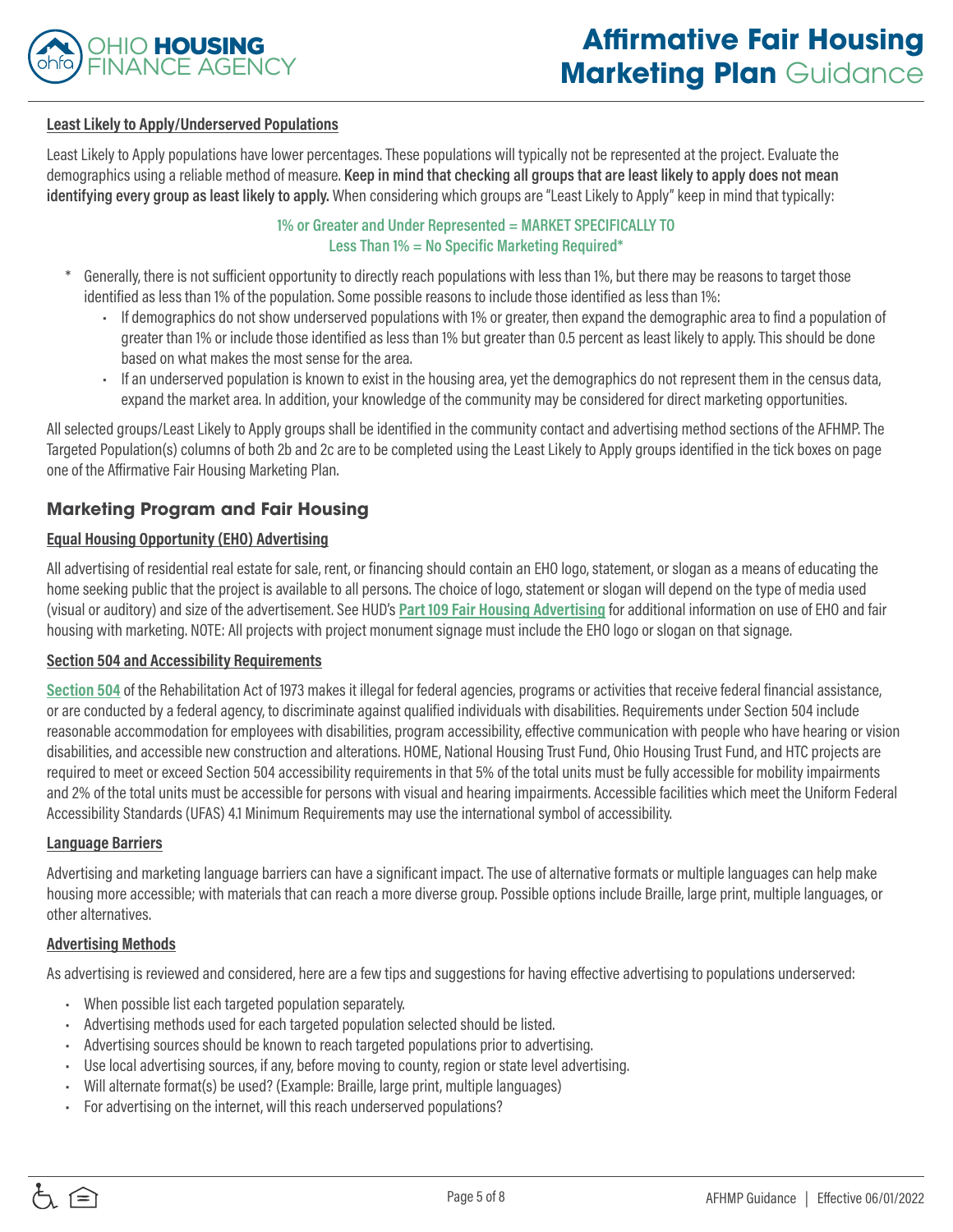**Least Likely to Apply/Underserved Populations**

Least Likely to Apply populations have lower percentages. These populations will typically not be represented at the project. Evaluate the demographics using a reliable method of measure. **Keep in mind that checking all groups that are least likely to apply does not mean identifying every group as least likely to apply.** When considering which groups are "Least Likely to Apply" keep in mind that typically:

**1% or Greater and Under Represented = MARKET SPECIFICALLY TO**
**Less Than 1% = No Specific Marketing Required***

\* Generally, there is not sufficient opportunity to directly reach populations with less than 1%, but there may be reasons to target those identified as less than 1% of the population. Some possible reasons to include those identified as less than 1%:

- If demographics do not show underserved populations with 1% or greater, then expand the demographic area to find a population of greater than 1% or include those identified as less than 1% but greater than 0.5 percent as least likely to apply. This should be done based on what makes the most sense for the area.
- If an underserved population is known to exist in the housing area, yet the demographics do not represent them in the census data, expand the market area. In addition, your knowledge of the community may be considered for direct marketing opportunities.

All selected groups/Least Likely to Apply groups shall be identified in the community contact and advertising method sections of the AFHMP. The Targeted Population(s) columns of both 2b and 2c are to be completed using the Least Likely to Apply groups identified in the tick boxes on page one of the Affirmative Fair Housing Marketing Plan.

## Marketing Program and Fair Housing

**Equal Housing Opportunity (EHO) Advertising**

All advertising of residential real estate for sale, rent, or financing should contain an EHO logo, statement, or slogan as a means of educating the home seeking public that the project is available to all persons. The choice of logo, statement or slogan will depend on the type of media used (visual or auditory) and size of the advertisement. See HUD's **Part 109 Fair Housing Advertising** for additional information on use of EHO and fair housing with marketing. NOTE: All projects with project monument signage must include the EHO logo or slogan on that signage.

**Section 504 and Accessibility Requirements**

**Section 504** of the Rehabilitation Act of 1973 makes it illegal for federal agencies, programs or activities that receive federal financial assistance, or are conducted by a federal agency, to discriminate against qualified individuals with disabilities. Requirements under Section 504 include reasonable accommodation for employees with disabilities, program accessibility, effective communication with people who have hearing or vision disabilities, and accessible new construction and alterations. HOME, National Housing Trust Fund, Ohio Housing Trust Fund, and HTC projects are required to meet or exceed Section 504 accessibility requirements in that 5% of the total units must be fully accessible for mobility impairments and 2% of the total units must be accessible for persons with visual and hearing impairments. Accessible facilities which meet the Uniform Federal Accessibility Standards (UFAS) 4.1 Minimum Requirements may use the international symbol of accessibility.

**Language Barriers**

Advertising and marketing language barriers can have a significant impact. The use of alternative formats or multiple languages can help make housing more accessible; with materials that can reach a more diverse group. Possible options include Braille, large print, multiple languages, or other alternatives.

**Advertising Methods**

As advertising is reviewed and considered, here are a few tips and suggestions for having effective advertising to populations underserved:

- When possible list each targeted population separately.
- Advertising methods used for each targeted population selected should be listed.
- Advertising sources should be known to reach targeted populations prior to advertising.
- Use local advertising sources, if any, before moving to county, region or state level advertising.
- Will alternate format(s) be used? (Example: Braille, large print, multiple languages)
- For advertising on the internet, will this reach underserved populations?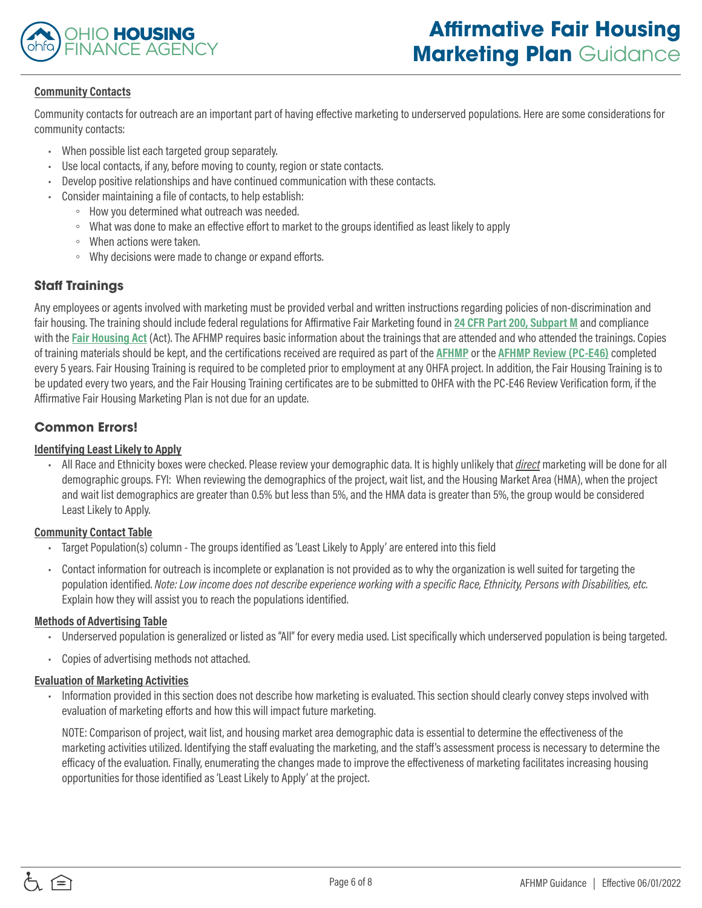**Community Contacts**

Community contacts for outreach are an important part of having effective marketing to underserved populations. Here are some considerations for community contacts:

- When possible list each targeted group separately.
- Use local contacts, if any, before moving to county, region or state contacts.
- Develop positive relationships and have continued communication with these contacts.
- Consider maintaining a file of contacts, to help establish:
  - How you determined what outreach was needed.
  - What was done to make an effective effort to market to the groups identified as least likely to apply
  - When actions were taken.
  - Why decisions were made to change or expand efforts.

## Staff Trainings

Any employees or agents involved with marketing must be provided verbal and written instructions regarding policies of non-discrimination and fair housing. The training should include federal regulations for Affirmative Fair Marketing found in **24 CFR Part 200, Subpart M** and compliance with the **Fair Housing Act** (Act). The AFHMP requires basic information about the trainings that are attended and who attended the trainings. Copies of training materials should be kept, and the certifications received are required as part of the **AFHMP** or the **AFHMP Review (PC-E46)** completed every 5 years. Fair Housing Training is required to be completed prior to employment at any OHFA project. In addition, the Fair Housing Training is to be updated every two years, and the Fair Housing Training certificates are to be submitted to OHFA with the PC-E46 Review Verification form, if the Affirmative Fair Housing Marketing Plan is not due for an update.

## Common Errors!

**Identifying Least Likely to Apply**

- All Race and Ethnicity boxes were checked. Please review your demographic data. It is highly unlikely that *direct* marketing will be done for all demographic groups. FYI: When reviewing the demographics of the project, wait list, and the Housing Market Area (HMA), when the project and wait list demographics are greater than 0.5% but less than 5%, and the HMA data is greater than 5%, the group would be considered Least Likely to Apply.

**Community Contact Table**

- Target Population(s) column - The groups identified as 'Least Likely to Apply' are entered into this field
- Contact information for outreach is incomplete or explanation is not provided as to why the organization is well suited for targeting the population identified. *Note: Low income does not describe experience working with a specific Race, Ethnicity, Persons with Disabilities, etc.* Explain how they will assist you to reach the populations identified.

**Methods of Advertising Table**

- Underserved population is generalized or listed as "All" for every media used. List specifically which underserved population is being targeted.
- Copies of advertising methods not attached.

**Evaluation of Marketing Activities**

- Information provided in this section does not describe how marketing is evaluated. This section should clearly convey steps involved with evaluation of marketing efforts and how this will impact future marketing.

  NOTE: Comparison of project, wait list, and housing market area demographic data is essential to determine the effectiveness of the marketing activities utilized. Identifying the staff evaluating the marketing, and the staff's assessment process is necessary to determine the efficacy of the evaluation. Finally, enumerating the changes made to improve the effectiveness of marketing facilitates increasing housing opportunities for those identified as 'Least Likely to Apply' at the project.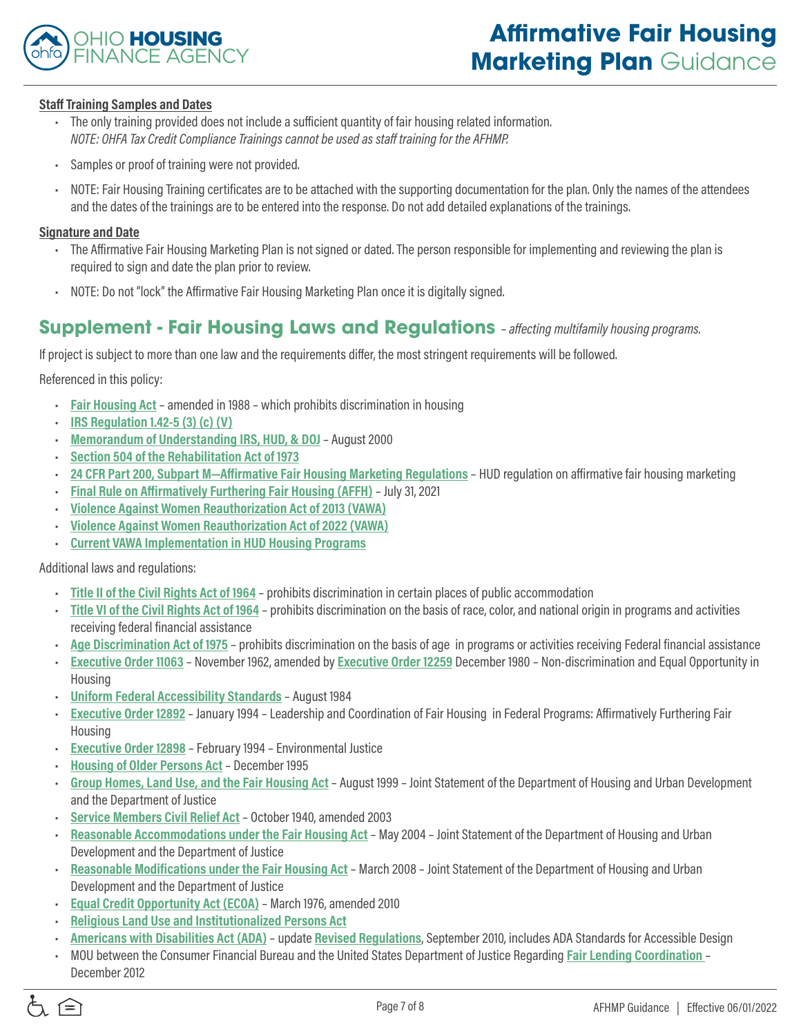#### Staff Training Samples and Dates

- The only training provided does not include a sufficient quantity of fair housing related information.
  *NOTE: OHFA Tax Credit Compliance Trainings cannot be used as staff training for the AFHMP.*
- Samples or proof of training were not provided.
- NOTE: Fair Housing Training certificates are to be attached with the supporting documentation for the plan. Only the names of the attendees and the dates of the trainings are to be entered into the response. Do not add detailed explanations of the trainings.

#### Signature and Date

- The Affirmative Fair Housing Marketing Plan is not signed or dated. The person responsible for implementing and reviewing the plan is required to sign and date the plan prior to review.
- NOTE: Do not "lock" the Affirmative Fair Housing Marketing Plan once it is digitally signed.

## Supplement - Fair Housing Laws and Regulations *– affecting multifamily housing programs.*

If project is subject to more than one law and the requirements differ, the most stringent requirements will be followed.

Referenced in this policy:

- **Fair Housing Act** – amended in 1988 – which prohibits discrimination in housing
- **IRS Regulation 1.42-5 (3) (c) (V)**
- **Memorandum of Understanding IRS, HUD, & DOJ** – August 2000
- **Section 504 of the Rehabilitation Act of 1973**
- **24 CFR Part 200, Subpart M—Affirmative Fair Housing Marketing Regulations** – HUD regulation on affirmative fair housing marketing
- **Final Rule on Affirmatively Furthering Fair Housing (AFFH)** – July 31, 2021
- **Violence Against Women Reauthorization Act of 2013 (VAWA)**
- **Violence Against Women Reauthorization Act of 2022 (VAWA)**
- **Current VAWA Implementation in HUD Housing Programs**

Additional laws and regulations:

- **Title II of the Civil Rights Act of 1964** – prohibits discrimination in certain places of public accommodation
- **Title VI of the Civil Rights Act of 1964** – prohibits discrimination on the basis of race, color, and national origin in programs and activities receiving federal financial assistance
- **Age Discrimination Act of 1975** – prohibits discrimination on the basis of age in programs or activities receiving Federal financial assistance
- **Executive Order 11063** – November 1962, amended by **Executive Order 12259** December 1980 – Non-discrimination and Equal Opportunity in Housing
- **Uniform Federal Accessibility Standards** – August 1984
- **Executive Order 12892** – January 1994 – Leadership and Coordination of Fair Housing in Federal Programs: Affirmatively Furthering Fair Housing
- **Executive Order 12898** – February 1994 – Environmental Justice
- **Housing of Older Persons Act** – December 1995
- **Group Homes, Land Use, and the Fair Housing Act** – August 1999 – Joint Statement of the Department of Housing and Urban Development and the Department of Justice
- **Service Members Civil Relief Act** – October 1940, amended 2003
- **Reasonable Accommodations under the Fair Housing Act** – May 2004 – Joint Statement of the Department of Housing and Urban Development and the Department of Justice
- **Reasonable Modifications under the Fair Housing Act** – March 2008 – Joint Statement of the Department of Housing and Urban Development and the Department of Justice
- **Equal Credit Opportunity Act (ECOA)** – March 1976, amended 2010
- **Religious Land Use and Institutionalized Persons Act**
- **Americans with Disabilities Act (ADA)** – update **Revised Regulations**, September 2010, includes ADA Standards for Accessible Design
- MOU between the Consumer Financial Bureau and the United States Department of Justice Regarding **Fair Lending Coordination** – December 2012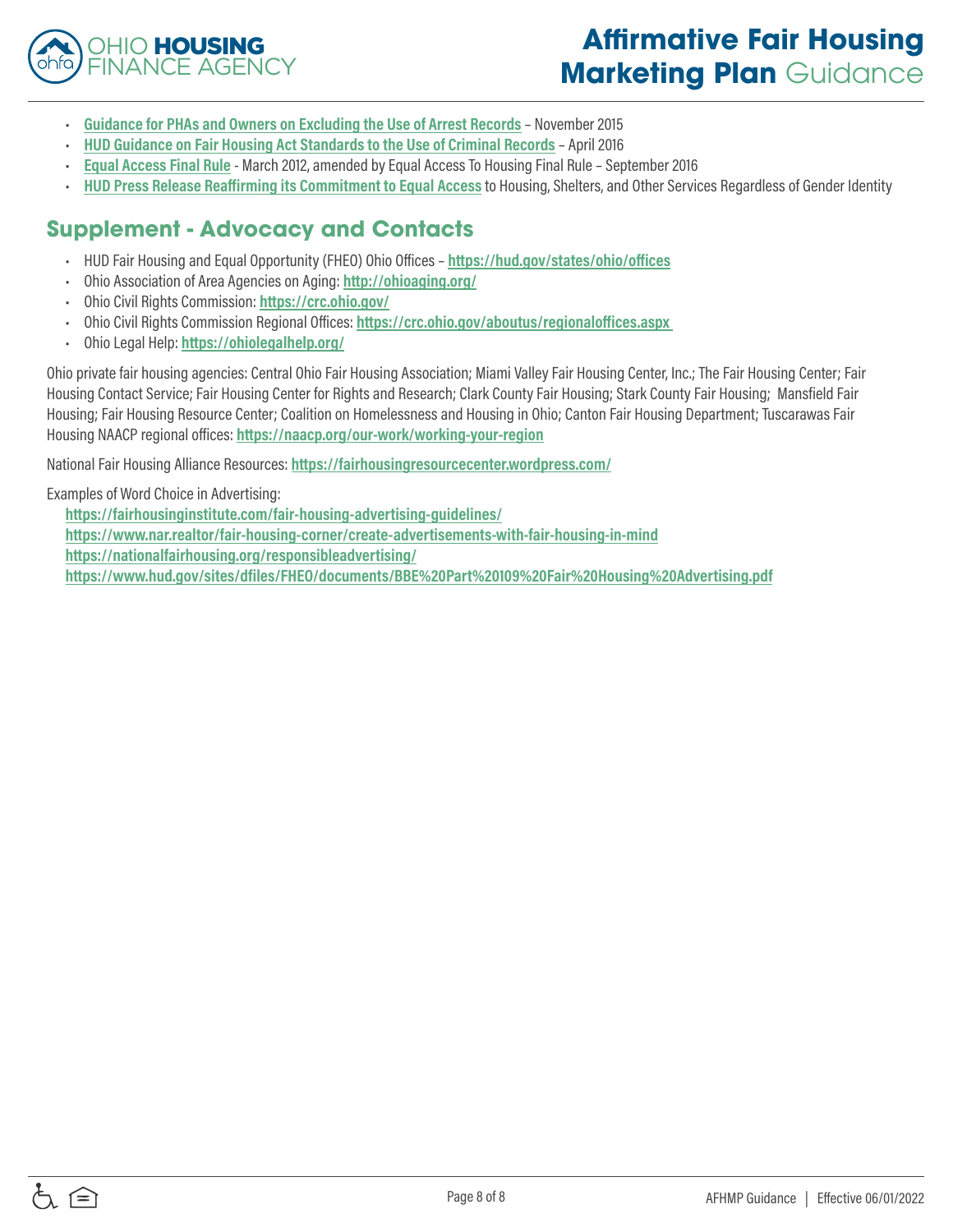- **Guidance for PHAs and Owners on Excluding the Use of Arrest Records** – November 2015
- **HUD Guidance on Fair Housing Act Standards to the Use of Criminal Records** – April 2016
- **Equal Access Final Rule** - March 2012, amended by Equal Access To Housing Final Rule – September 2016
- **HUD Press Release Reaffirming its Commitment to Equal Access** to Housing, Shelters, and Other Services Regardless of Gender Identity

## Supplement - Advocacy and Contacts

- HUD Fair Housing and Equal Opportunity (FHEO) Ohio Offices – **https://hud.gov/states/ohio/offices**
- Ohio Association of Area Agencies on Aging: **http://ohioaging.org/**
- Ohio Civil Rights Commission: **https://crc.ohio.gov/**
- Ohio Civil Rights Commission Regional Offices: **https://crc.ohio.gov/aboutus/regionaloffices.aspx**
- Ohio Legal Help: **https://ohiolegalhelp.org/**

Ohio private fair housing agencies: Central Ohio Fair Housing Association; Miami Valley Fair Housing Center, Inc.; The Fair Housing Center; Fair Housing Contact Service; Fair Housing Center for Rights and Research; Clark County Fair Housing; Stark County Fair Housing; Mansfield Fair Housing; Fair Housing Resource Center; Coalition on Homelessness and Housing in Ohio; Canton Fair Housing Department; Tuscarawas Fair Housing NAACP regional offices: **https://naacp.org/our-work/working-your-region**

National Fair Housing Alliance Resources: **https://fairhousingresourcecenter.wordpress.com/**

Examples of Word Choice in Advertising:

**https://fairhousinginstitute.com/fair-housing-advertising-guidelines/**
**https://www.nar.realtor/fair-housing-corner/create-advertisements-with-fair-housing-in-mind**
**https://nationalfairhousing.org/responsibleadvertising/**
**https://www.hud.gov/sites/dfiles/FHEO/documents/BBE%20Part%20109%20Fair%20Housing%20Advertising.pdf**